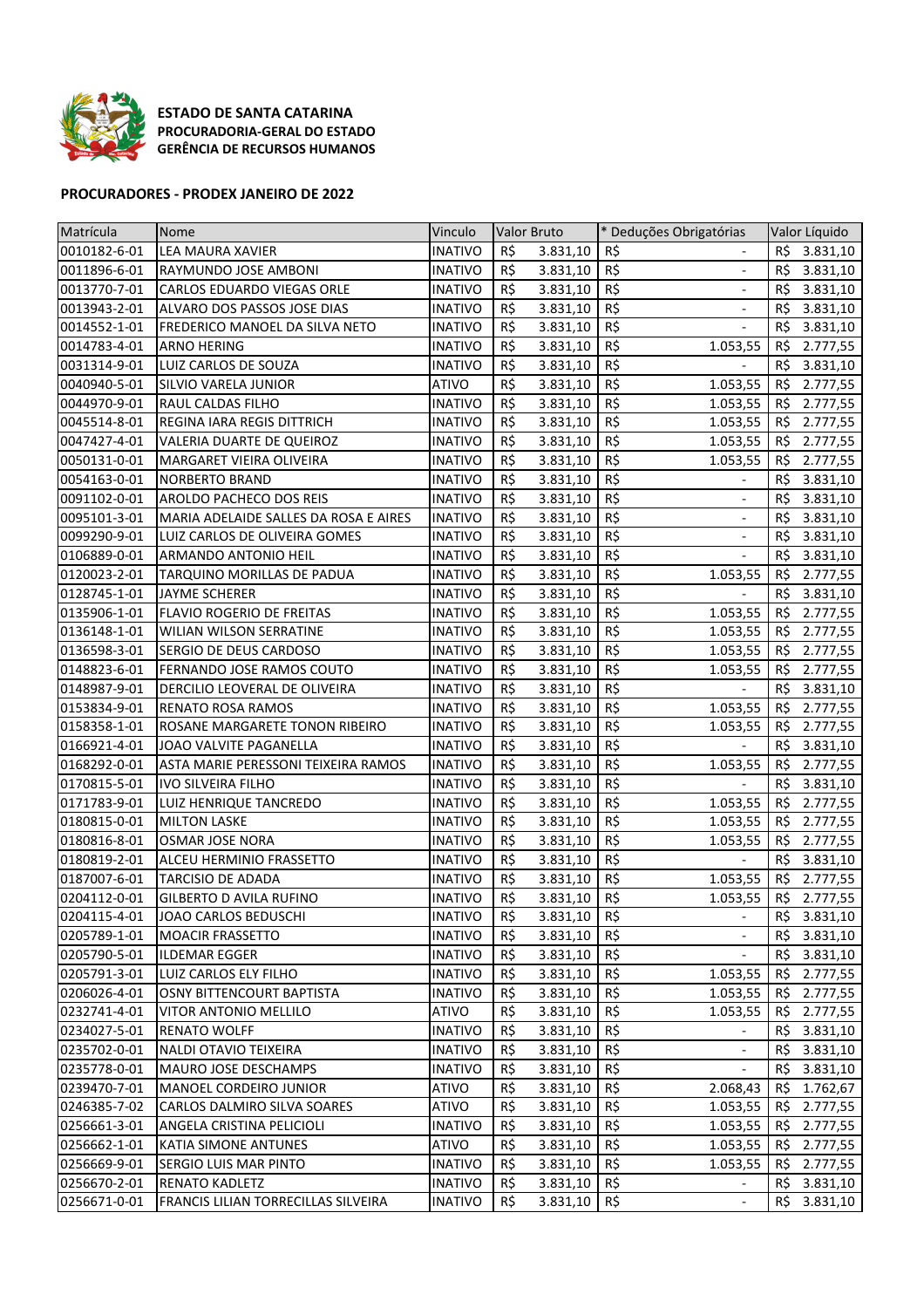**ESTADO DE SANTA CATARINA**
**PROCURADORIA-GERAL DO ESTADO**
**GERÊNCIA DE RECURSOS HUMANOS**

**PROCURADORES - PRODEX JANEIRO DE 2022**

| Matrícula | Nome | Vinculo | Valor Bruto | * Deduções Obrigatórias | Valor Líquido |
|---|---|---|---|---|---|
| 0010182-6-01 | LEA MAURA XAVIER | INATIVO | R$ 3.831,10 | R$ - | R$ 3.831,10 |
| 0011896-6-01 | RAYMUNDO JOSE AMBONI | INATIVO | R$ 3.831,10 | R$ - | R$ 3.831,10 |
| 0013770-7-01 | CARLOS EDUARDO VIEGAS ORLE | INATIVO | R$ 3.831,10 | R$ - | R$ 3.831,10 |
| 0013943-2-01 | ALVARO DOS PASSOS JOSE DIAS | INATIVO | R$ 3.831,10 | R$ - | R$ 3.831,10 |
| 0014552-1-01 | FREDERICO MANOEL DA SILVA NETO | INATIVO | R$ 3.831,10 | R$ - | R$ 3.831,10 |
| 0014783-4-01 | ARNO HERING | INATIVO | R$ 3.831,10 | R$ 1.053,55 | R$ 2.777,55 |
| 0031314-9-01 | LUIZ CARLOS DE SOUZA | INATIVO | R$ 3.831,10 | R$ - | R$ 3.831,10 |
| 0040940-5-01 | SILVIO VARELA JUNIOR | ATIVO | R$ 3.831,10 | R$ 1.053,55 | R$ 2.777,55 |
| 0044970-9-01 | RAUL CALDAS FILHO | INATIVO | R$ 3.831,10 | R$ 1.053,55 | R$ 2.777,55 |
| 0045514-8-01 | REGINA IARA REGIS DITTRICH | INATIVO | R$ 3.831,10 | R$ 1.053,55 | R$ 2.777,55 |
| 0047427-4-01 | VALERIA DUARTE DE QUEIROZ | INATIVO | R$ 3.831,10 | R$ 1.053,55 | R$ 2.777,55 |
| 0050131-0-01 | MARGARET VIEIRA OLIVEIRA | INATIVO | R$ 3.831,10 | R$ 1.053,55 | R$ 2.777,55 |
| 0054163-0-01 | NORBERTO BRAND | INATIVO | R$ 3.831,10 | R$ - | R$ 3.831,10 |
| 0091102-0-01 | AROLDO PACHECO DOS REIS | INATIVO | R$ 3.831,10 | R$ - | R$ 3.831,10 |
| 0095101-3-01 | MARIA ADELAIDE SALLES DA ROSA E AIRES | INATIVO | R$ 3.831,10 | R$ - | R$ 3.831,10 |
| 0099290-9-01 | LUIZ CARLOS DE OLIVEIRA GOMES | INATIVO | R$ 3.831,10 | R$ - | R$ 3.831,10 |
| 0106889-0-01 | ARMANDO ANTONIO HEIL | INATIVO | R$ 3.831,10 | R$ - | R$ 3.831,10 |
| 0120023-2-01 | TARQUINO MORILLAS DE PADUA | INATIVO | R$ 3.831,10 | R$ 1.053,55 | R$ 2.777,55 |
| 0128745-1-01 | JAYME SCHERER | INATIVO | R$ 3.831,10 | R$ - | R$ 3.831,10 |
| 0135906-1-01 | FLAVIO ROGERIO DE FREITAS | INATIVO | R$ 3.831,10 | R$ 1.053,55 | R$ 2.777,55 |
| 0136148-1-01 | WILIAN WILSON SERRATINE | INATIVO | R$ 3.831,10 | R$ 1.053,55 | R$ 2.777,55 |
| 0136598-3-01 | SERGIO DE DEUS CARDOSO | INATIVO | R$ 3.831,10 | R$ 1.053,55 | R$ 2.777,55 |
| 0148823-6-01 | FERNANDO JOSE RAMOS COUTO | INATIVO | R$ 3.831,10 | R$ 1.053,55 | R$ 2.777,55 |
| 0148987-9-01 | DERCILIO LEOVERAL DE OLIVEIRA | INATIVO | R$ 3.831,10 | R$ - | R$ 3.831,10 |
| 0153834-9-01 | RENATO ROSA RAMOS | INATIVO | R$ 3.831,10 | R$ 1.053,55 | R$ 2.777,55 |
| 0158358-1-01 | ROSANE MARGARETE TONON RIBEIRO | INATIVO | R$ 3.831,10 | R$ 1.053,55 | R$ 2.777,55 |
| 0166921-4-01 | JOAO VALVITE PAGANELLA | INATIVO | R$ 3.831,10 | R$ - | R$ 3.831,10 |
| 0168292-0-01 | ASTA MARIE PERESSONI TEIXEIRA RAMOS | INATIVO | R$ 3.831,10 | R$ 1.053,55 | R$ 2.777,55 |
| 0170815-5-01 | IVO SILVEIRA FILHO | INATIVO | R$ 3.831,10 | R$ - | R$ 3.831,10 |
| 0171783-9-01 | LUIZ HENRIQUE TANCREDO | INATIVO | R$ 3.831,10 | R$ 1.053,55 | R$ 2.777,55 |
| 0180815-0-01 | MILTON LASKE | INATIVO | R$ 3.831,10 | R$ 1.053,55 | R$ 2.777,55 |
| 0180816-8-01 | OSMAR JOSE NORA | INATIVO | R$ 3.831,10 | R$ 1.053,55 | R$ 2.777,55 |
| 0180819-2-01 | ALCEU HERMINIO FRASSETTO | INATIVO | R$ 3.831,10 | R$ - | R$ 3.831,10 |
| 0187007-6-01 | TARCISIO DE ADADA | INATIVO | R$ 3.831,10 | R$ 1.053,55 | R$ 2.777,55 |
| 0204112-0-01 | GILBERTO D AVILA RUFINO | INATIVO | R$ 3.831,10 | R$ 1.053,55 | R$ 2.777,55 |
| 0204115-4-01 | JOAO CARLOS BEDUSCHI | INATIVO | R$ 3.831,10 | R$ - | R$ 3.831,10 |
| 0205789-1-01 | MOACIR FRASSETTO | INATIVO | R$ 3.831,10 | R$ - | R$ 3.831,10 |
| 0205790-5-01 | ILDEMAR EGGER | INATIVO | R$ 3.831,10 | R$ - | R$ 3.831,10 |
| 0205791-3-01 | LUIZ CARLOS ELY FILHO | INATIVO | R$ 3.831,10 | R$ 1.053,55 | R$ 2.777,55 |
| 0206026-4-01 | OSNY BITTENCOURT BAPTISTA | INATIVO | R$ 3.831,10 | R$ 1.053,55 | R$ 2.777,55 |
| 0232741-4-01 | VITOR ANTONIO MELLILO | ATIVO | R$ 3.831,10 | R$ 1.053,55 | R$ 2.777,55 |
| 0234027-5-01 | RENATO WOLFF | INATIVO | R$ 3.831,10 | R$ - | R$ 3.831,10 |
| 0235702-0-01 | NALDI OTAVIO TEIXEIRA | INATIVO | R$ 3.831,10 | R$ - | R$ 3.831,10 |
| 0235778-0-01 | MAURO JOSE DESCHAMPS | INATIVO | R$ 3.831,10 | R$ - | R$ 3.831,10 |
| 0239470-7-01 | MANOEL CORDEIRO JUNIOR | ATIVO | R$ 3.831,10 | R$ 2.068,43 | R$ 1.762,67 |
| 0246385-7-02 | CARLOS DALMIRO SILVA SOARES | ATIVO | R$ 3.831,10 | R$ 1.053,55 | R$ 2.777,55 |
| 0256661-3-01 | ANGELA CRISTINA PELICIOLI | INATIVO | R$ 3.831,10 | R$ 1.053,55 | R$ 2.777,55 |
| 0256662-1-01 | KATIA SIMONE ANTUNES | ATIVO | R$ 3.831,10 | R$ 1.053,55 | R$ 2.777,55 |
| 0256669-9-01 | SERGIO LUIS MAR PINTO | INATIVO | R$ 3.831,10 | R$ 1.053,55 | R$ 2.777,55 |
| 0256670-2-01 | RENATO KADLETZ | INATIVO | R$ 3.831,10 | R$ - | R$ 3.831,10 |
| 0256671-0-01 | FRANCIS LILIAN TORRECILLAS SILVEIRA | INATIVO | R$ 3.831,10 | R$ - | R$ 3.831,10 |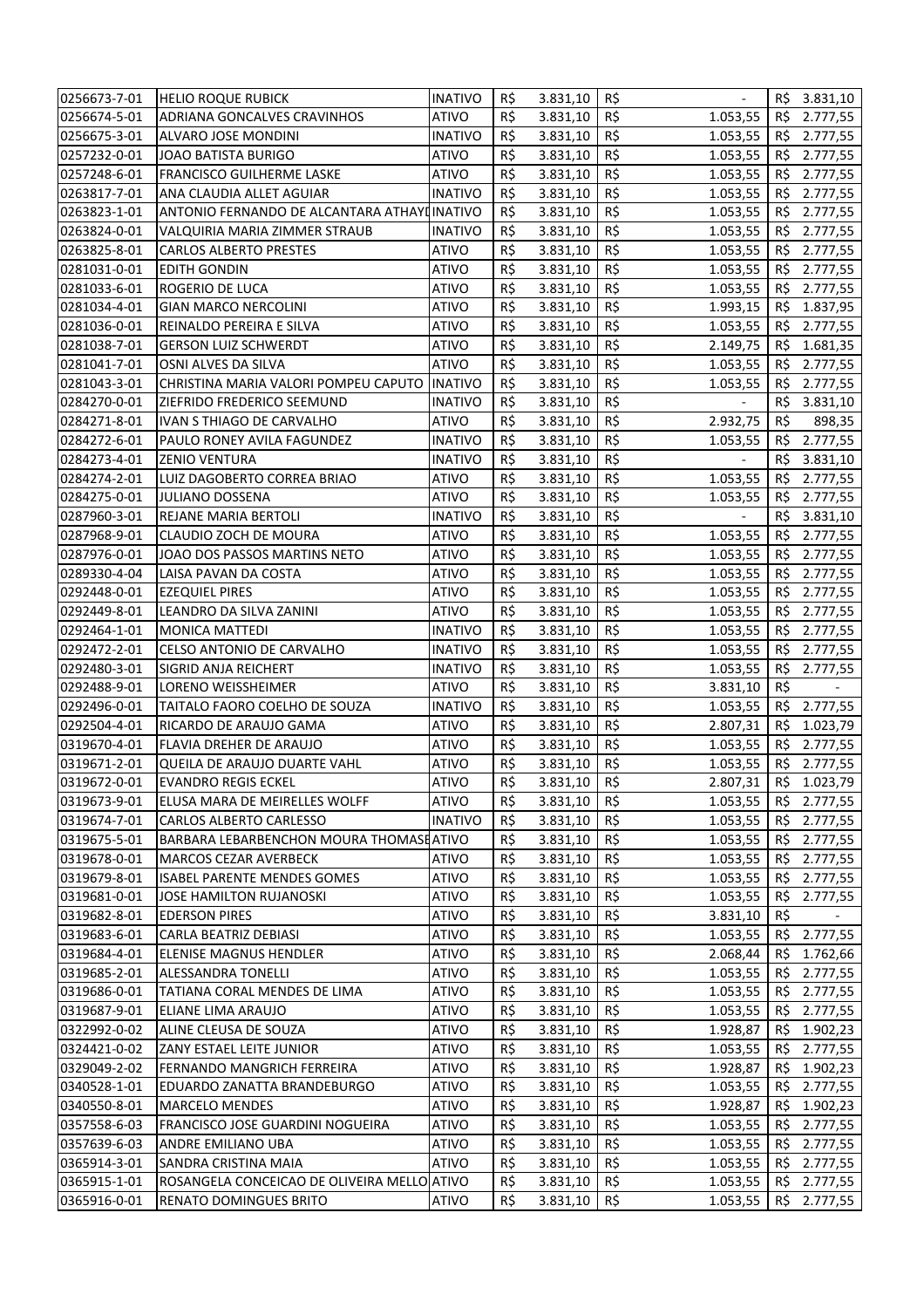| | | | | | | | | |
|---|---|---|---|---|---|---|---|---|
| 0256673-7-01 | HELIO ROQUE RUBICK | INATIVO | R$ | 3.831,10 | R$ | - | R$ | 3.831,10 |
| 0256674-5-01 | ADRIANA GONCALVES CRAVINHOS | ATIVO | R$ | 3.831,10 | R$ | 1.053,55 | R$ | 2.777,55 |
| 0256675-3-01 | ALVARO JOSE MONDINI | INATIVO | R$ | 3.831,10 | R$ | 1.053,55 | R$ | 2.777,55 |
| 0257232-0-01 | JOAO BATISTA BURIGO | ATIVO | R$ | 3.831,10 | R$ | 1.053,55 | R$ | 2.777,55 |
| 0257248-6-01 | FRANCISCO GUILHERME LASKE | ATIVO | R$ | 3.831,10 | R$ | 1.053,55 | R$ | 2.777,55 |
| 0263817-7-01 | ANA CLAUDIA ALLET AGUIAR | INATIVO | R$ | 3.831,10 | R$ | 1.053,55 | R$ | 2.777,55 |
| 0263823-1-01 | ANTONIO FERNANDO DE ALCANTARA ATHAYD | INATIVO | R$ | 3.831,10 | R$ | 1.053,55 | R$ | 2.777,55 |
| 0263824-0-01 | VALQUIRIA MARIA ZIMMER STRAUB | INATIVO | R$ | 3.831,10 | R$ | 1.053,55 | R$ | 2.777,55 |
| 0263825-8-01 | CARLOS ALBERTO PRESTES | ATIVO | R$ | 3.831,10 | R$ | 1.053,55 | R$ | 2.777,55 |
| 0281031-0-01 | EDITH GONDIN | ATIVO | R$ | 3.831,10 | R$ | 1.053,55 | R$ | 2.777,55 |
| 0281033-6-01 | ROGERIO DE LUCA | ATIVO | R$ | 3.831,10 | R$ | 1.053,55 | R$ | 2.777,55 |
| 0281034-4-01 | GIAN MARCO NERCOLINI | ATIVO | R$ | 3.831,10 | R$ | 1.993,15 | R$ | 1.837,95 |
| 0281036-0-01 | REINALDO PEREIRA E SILVA | ATIVO | R$ | 3.831,10 | R$ | 1.053,55 | R$ | 2.777,55 |
| 0281038-7-01 | GERSON LUIZ SCHWERDT | ATIVO | R$ | 3.831,10 | R$ | 2.149,75 | R$ | 1.681,35 |
| 0281041-7-01 | OSNI ALVES DA SILVA | ATIVO | R$ | 3.831,10 | R$ | 1.053,55 | R$ | 2.777,55 |
| 0281043-3-01 | CHRISTINA MARIA VALORI POMPEU CAPUTO | INATIVO | R$ | 3.831,10 | R$ | 1.053,55 | R$ | 2.777,55 |
| 0284270-0-01 | ZIEFRIDO FREDERICO SEEMUND | INATIVO | R$ | 3.831,10 | R$ | - | R$ | 3.831,10 |
| 0284271-8-01 | IVAN S THIAGO DE CARVALHO | ATIVO | R$ | 3.831,10 | R$ | 2.932,75 | R$ | 898,35 |
| 0284272-6-01 | PAULO RONEY AVILA FAGUNDEZ | INATIVO | R$ | 3.831,10 | R$ | 1.053,55 | R$ | 2.777,55 |
| 0284273-4-01 | ZENIO VENTURA | INATIVO | R$ | 3.831,10 | R$ | - | R$ | 3.831,10 |
| 0284274-2-01 | LUIZ DAGOBERTO CORREA BRIAO | ATIVO | R$ | 3.831,10 | R$ | 1.053,55 | R$ | 2.777,55 |
| 0284275-0-01 | JULIANO DOSSENA | ATIVO | R$ | 3.831,10 | R$ | 1.053,55 | R$ | 2.777,55 |
| 0287960-3-01 | REJANE MARIA BERTOLI | INATIVO | R$ | 3.831,10 | R$ | - | R$ | 3.831,10 |
| 0287968-9-01 | CLAUDIO ZOCH DE MOURA | ATIVO | R$ | 3.831,10 | R$ | 1.053,55 | R$ | 2.777,55 |
| 0287976-0-01 | JOAO DOS PASSOS MARTINS NETO | ATIVO | R$ | 3.831,10 | R$ | 1.053,55 | R$ | 2.777,55 |
| 0289330-4-04 | LAISA PAVAN DA COSTA | ATIVO | R$ | 3.831,10 | R$ | 1.053,55 | R$ | 2.777,55 |
| 0292448-0-01 | EZEQUIEL PIRES | ATIVO | R$ | 3.831,10 | R$ | 1.053,55 | R$ | 2.777,55 |
| 0292449-8-01 | LEANDRO DA SILVA ZANINI | ATIVO | R$ | 3.831,10 | R$ | 1.053,55 | R$ | 2.777,55 |
| 0292464-1-01 | MONICA MATTEDI | INATIVO | R$ | 3.831,10 | R$ | 1.053,55 | R$ | 2.777,55 |
| 0292472-2-01 | CELSO ANTONIO DE CARVALHO | INATIVO | R$ | 3.831,10 | R$ | 1.053,55 | R$ | 2.777,55 |
| 0292480-3-01 | SIGRID ANJA REICHERT | INATIVO | R$ | 3.831,10 | R$ | 1.053,55 | R$ | 2.777,55 |
| 0292488-9-01 | LORENO WEISSHEIMER | ATIVO | R$ | 3.831,10 | R$ | 3.831,10 | R$ | - |
| 0292496-0-01 | TAITALO FAORO COELHO DE SOUZA | INATIVO | R$ | 3.831,10 | R$ | 1.053,55 | R$ | 2.777,55 |
| 0292504-4-01 | RICARDO DE ARAUJO GAMA | ATIVO | R$ | 3.831,10 | R$ | 2.807,31 | R$ | 1.023,79 |
| 0319670-4-01 | FLAVIA DREHER DE ARAUJO | ATIVO | R$ | 3.831,10 | R$ | 1.053,55 | R$ | 2.777,55 |
| 0319671-2-01 | QUEILA DE ARAUJO DUARTE VAHL | ATIVO | R$ | 3.831,10 | R$ | 1.053,55 | R$ | 2.777,55 |
| 0319672-0-01 | EVANDRO REGIS ECKEL | ATIVO | R$ | 3.831,10 | R$ | 2.807,31 | R$ | 1.023,79 |
| 0319673-9-01 | ELUSA MARA DE MEIRELLES WOLFF | ATIVO | R$ | 3.831,10 | R$ | 1.053,55 | R$ | 2.777,55 |
| 0319674-7-01 | CARLOS ALBERTO CARLESSO | INATIVO | R$ | 3.831,10 | R$ | 1.053,55 | R$ | 2.777,55 |
| 0319675-5-01 | BARBARA LEBARBENCHON MOURA THOMASE | ATIVO | R$ | 3.831,10 | R$ | 1.053,55 | R$ | 2.777,55 |
| 0319678-0-01 | MARCOS CEZAR AVERBECK | ATIVO | R$ | 3.831,10 | R$ | 1.053,55 | R$ | 2.777,55 |
| 0319679-8-01 | ISABEL PARENTE MENDES GOMES | ATIVO | R$ | 3.831,10 | R$ | 1.053,55 | R$ | 2.777,55 |
| 0319681-0-01 | JOSE HAMILTON RUJANOSKI | ATIVO | R$ | 3.831,10 | R$ | 1.053,55 | R$ | 2.777,55 |
| 0319682-8-01 | EDERSON PIRES | ATIVO | R$ | 3.831,10 | R$ | 3.831,10 | R$ | - |
| 0319683-6-01 | CARLA BEATRIZ DEBIASI | ATIVO | R$ | 3.831,10 | R$ | 1.053,55 | R$ | 2.777,55 |
| 0319684-4-01 | ELENISE MAGNUS HENDLER | ATIVO | R$ | 3.831,10 | R$ | 2.068,44 | R$ | 1.762,66 |
| 0319685-2-01 | ALESSANDRA TONELLI | ATIVO | R$ | 3.831,10 | R$ | 1.053,55 | R$ | 2.777,55 |
| 0319686-0-01 | TATIANA CORAL MENDES DE LIMA | ATIVO | R$ | 3.831,10 | R$ | 1.053,55 | R$ | 2.777,55 |
| 0319687-9-01 | ELIANE LIMA ARAUJO | ATIVO | R$ | 3.831,10 | R$ | 1.053,55 | R$ | 2.777,55 |
| 0322992-0-02 | ALINE CLEUSA DE SOUZA | ATIVO | R$ | 3.831,10 | R$ | 1.928,87 | R$ | 1.902,23 |
| 0324421-0-02 | ZANY ESTAEL LEITE JUNIOR | ATIVO | R$ | 3.831,10 | R$ | 1.053,55 | R$ | 2.777,55 |
| 0329049-2-02 | FERNANDO MANGRICH FERREIRA | ATIVO | R$ | 3.831,10 | R$ | 1.928,87 | R$ | 1.902,23 |
| 0340528-1-01 | EDUARDO ZANATTA BRANDEBURGO | ATIVO | R$ | 3.831,10 | R$ | 1.053,55 | R$ | 2.777,55 |
| 0340550-8-01 | MARCELO MENDES | ATIVO | R$ | 3.831,10 | R$ | 1.928,87 | R$ | 1.902,23 |
| 0357558-6-03 | FRANCISCO JOSE GUARDINI NOGUEIRA | ATIVO | R$ | 3.831,10 | R$ | 1.053,55 | R$ | 2.777,55 |
| 0357639-6-03 | ANDRE EMILIANO UBA | ATIVO | R$ | 3.831,10 | R$ | 1.053,55 | R$ | 2.777,55 |
| 0365914-3-01 | SANDRA CRISTINA MAIA | ATIVO | R$ | 3.831,10 | R$ | 1.053,55 | R$ | 2.777,55 |
| 0365915-1-01 | ROSANGELA CONCEICAO DE OLIVEIRA MELLO | ATIVO | R$ | 3.831,10 | R$ | 1.053,55 | R$ | 2.777,55 |
| 0365916-0-01 | RENATO DOMINGUES BRITO | ATIVO | R$ | 3.831,10 | R$ | 1.053,55 | R$ | 2.777,55 |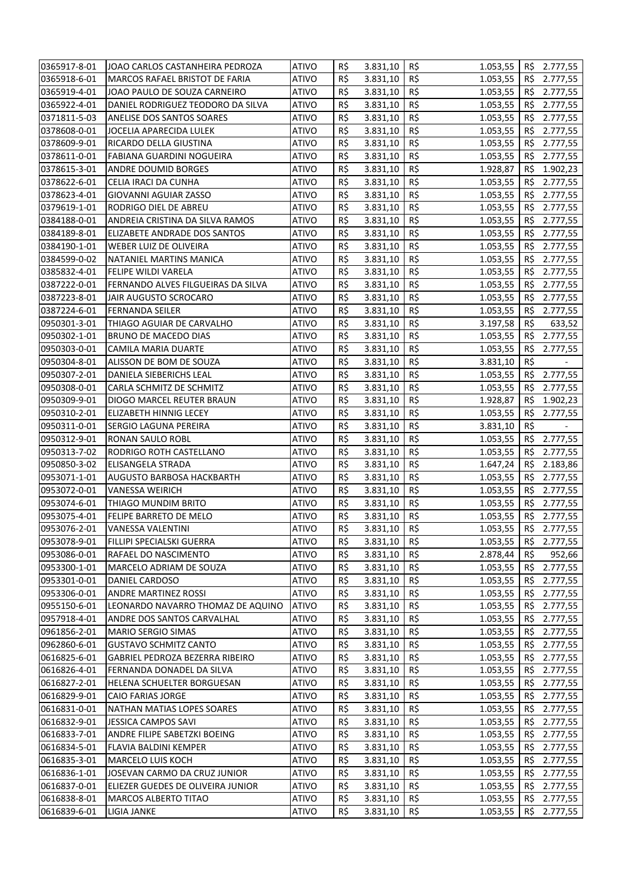| | | | | | | |
|---|---|---|---|---|---|---|
| 0365917-8-01 | JOAO CARLOS CASTANHEIRA PEDROZA | ATIVO | R$ 3.831,10 | R$ 1.053,55 | R$ 2.777,55 |
| 0365918-6-01 | MARCOS RAFAEL BRISTOT DE FARIA | ATIVO | R$ 3.831,10 | R$ 1.053,55 | R$ 2.777,55 |
| 0365919-4-01 | JOAO PAULO DE SOUZA CARNEIRO | ATIVO | R$ 3.831,10 | R$ 1.053,55 | R$ 2.777,55 |
| 0365922-4-01 | DANIEL RODRIGUEZ TEODORO DA SILVA | ATIVO | R$ 3.831,10 | R$ 1.053,55 | R$ 2.777,55 |
| 0371811-5-03 | ANELISE DOS SANTOS SOARES | ATIVO | R$ 3.831,10 | R$ 1.053,55 | R$ 2.777,55 |
| 0378608-0-01 | JOCELIA APARECIDA LULEK | ATIVO | R$ 3.831,10 | R$ 1.053,55 | R$ 2.777,55 |
| 0378609-9-01 | RICARDO DELLA GIUSTINA | ATIVO | R$ 3.831,10 | R$ 1.053,55 | R$ 2.777,55 |
| 0378611-0-01 | FABIANA GUARDINI NOGUEIRA | ATIVO | R$ 3.831,10 | R$ 1.053,55 | R$ 2.777,55 |
| 0378615-3-01 | ANDRE DOUMID BORGES | ATIVO | R$ 3.831,10 | R$ 1.928,87 | R$ 1.902,23 |
| 0378622-6-01 | CELIA IRACI DA CUNHA | ATIVO | R$ 3.831,10 | R$ 1.053,55 | R$ 2.777,55 |
| 0378623-4-01 | GIOVANNI AGUIAR ZASSO | ATIVO | R$ 3.831,10 | R$ 1.053,55 | R$ 2.777,55 |
| 0379619-1-01 | RODRIGO DIEL DE ABREU | ATIVO | R$ 3.831,10 | R$ 1.053,55 | R$ 2.777,55 |
| 0384188-0-01 | ANDREIA CRISTINA DA SILVA RAMOS | ATIVO | R$ 3.831,10 | R$ 1.053,55 | R$ 2.777,55 |
| 0384189-8-01 | ELIZABETE ANDRADE DOS SANTOS | ATIVO | R$ 3.831,10 | R$ 1.053,55 | R$ 2.777,55 |
| 0384190-1-01 | WEBER LUIZ DE OLIVEIRA | ATIVO | R$ 3.831,10 | R$ 1.053,55 | R$ 2.777,55 |
| 0384599-0-02 | NATANIEL MARTINS MANICA | ATIVO | R$ 3.831,10 | R$ 1.053,55 | R$ 2.777,55 |
| 0385832-4-01 | FELIPE WILDI VARELA | ATIVO | R$ 3.831,10 | R$ 1.053,55 | R$ 2.777,55 |
| 0387222-0-01 | FERNANDO ALVES FILGUEIRAS DA SILVA | ATIVO | R$ 3.831,10 | R$ 1.053,55 | R$ 2.777,55 |
| 0387223-8-01 | JAIR AUGUSTO SCROCARO | ATIVO | R$ 3.831,10 | R$ 1.053,55 | R$ 2.777,55 |
| 0387224-6-01 | FERNANDA SEILER | ATIVO | R$ 3.831,10 | R$ 1.053,55 | R$ 2.777,55 |
| 0950301-3-01 | THIAGO AGUIAR DE CARVALHO | ATIVO | R$ 3.831,10 | R$ 3.197,58 | R$ 633,52 |
| 0950302-1-01 | BRUNO DE MACEDO DIAS | ATIVO | R$ 3.831,10 | R$ 1.053,55 | R$ 2.777,55 |
| 0950303-0-01 | CAMILA MARIA DUARTE | ATIVO | R$ 3.831,10 | R$ 1.053,55 | R$ 2.777,55 |
| 0950304-8-01 | ALISSON DE BOM DE SOUZA | ATIVO | R$ 3.831,10 | R$ 3.831,10 | R$ - |
| 0950307-2-01 | DANIELA SIEBERICHS LEAL | ATIVO | R$ 3.831,10 | R$ 1.053,55 | R$ 2.777,55 |
| 0950308-0-01 | CARLA SCHMITZ DE SCHMITZ | ATIVO | R$ 3.831,10 | R$ 1.053,55 | R$ 2.777,55 |
| 0950309-9-01 | DIOGO MARCEL REUTER BRAUN | ATIVO | R$ 3.831,10 | R$ 1.928,87 | R$ 1.902,23 |
| 0950310-2-01 | ELIZABETH HINNIG LECEY | ATIVO | R$ 3.831,10 | R$ 1.053,55 | R$ 2.777,55 |
| 0950311-0-01 | SERGIO LAGUNA PEREIRA | ATIVO | R$ 3.831,10 | R$ 3.831,10 | R$ - |
| 0950312-9-01 | RONAN SAULO ROBL | ATIVO | R$ 3.831,10 | R$ 1.053,55 | R$ 2.777,55 |
| 0950313-7-02 | RODRIGO ROTH CASTELLANO | ATIVO | R$ 3.831,10 | R$ 1.053,55 | R$ 2.777,55 |
| 0950850-3-02 | ELISANGELA STRADA | ATIVO | R$ 3.831,10 | R$ 1.647,24 | R$ 2.183,86 |
| 0953071-1-01 | AUGUSTO BARBOSA HACKBARTH | ATIVO | R$ 3.831,10 | R$ 1.053,55 | R$ 2.777,55 |
| 0953072-0-01 | VANESSA WEIRICH | ATIVO | R$ 3.831,10 | R$ 1.053,55 | R$ 2.777,55 |
| 0953074-6-01 | THIAGO MUNDIM BRITO | ATIVO | R$ 3.831,10 | R$ 1.053,55 | R$ 2.777,55 |
| 0953075-4-01 | FELIPE BARRETO DE MELO | ATIVO | R$ 3.831,10 | R$ 1.053,55 | R$ 2.777,55 |
| 0953076-2-01 | VANESSA VALENTINI | ATIVO | R$ 3.831,10 | R$ 1.053,55 | R$ 2.777,55 |
| 0953078-9-01 | FILLIPI SPECIALSKI GUERRA | ATIVO | R$ 3.831,10 | R$ 1.053,55 | R$ 2.777,55 |
| 0953086-0-01 | RAFAEL DO NASCIMENTO | ATIVO | R$ 3.831,10 | R$ 2.878,44 | R$ 952,66 |
| 0953300-1-01 | MARCELO ADRIAM DE SOUZA | ATIVO | R$ 3.831,10 | R$ 1.053,55 | R$ 2.777,55 |
| 0953301-0-01 | DANIEL CARDOSO | ATIVO | R$ 3.831,10 | R$ 1.053,55 | R$ 2.777,55 |
| 0953306-0-01 | ANDRE MARTINEZ ROSSI | ATIVO | R$ 3.831,10 | R$ 1.053,55 | R$ 2.777,55 |
| 0955150-6-01 | LEONARDO NAVARRO THOMAZ DE AQUINO | ATIVO | R$ 3.831,10 | R$ 1.053,55 | R$ 2.777,55 |
| 0957918-4-01 | ANDRE DOS SANTOS CARVALHAL | ATIVO | R$ 3.831,10 | R$ 1.053,55 | R$ 2.777,55 |
| 0961856-2-01 | MARIO SERGIO SIMAS | ATIVO | R$ 3.831,10 | R$ 1.053,55 | R$ 2.777,55 |
| 0962860-6-01 | GUSTAVO SCHMITZ CANTO | ATIVO | R$ 3.831,10 | R$ 1.053,55 | R$ 2.777,55 |
| 0616825-6-01 | GABRIEL PEDROZA BEZERRA RIBEIRO | ATIVO | R$ 3.831,10 | R$ 1.053,55 | R$ 2.777,55 |
| 0616826-4-01 | FERNANDA DONADEL DA SILVA | ATIVO | R$ 3.831,10 | R$ 1.053,55 | R$ 2.777,55 |
| 0616827-2-01 | HELENA SCHUELTER BORGUESAN | ATIVO | R$ 3.831,10 | R$ 1.053,55 | R$ 2.777,55 |
| 0616829-9-01 | CAIO FARIAS JORGE | ATIVO | R$ 3.831,10 | R$ 1.053,55 | R$ 2.777,55 |
| 0616831-0-01 | NATHAN MATIAS LOPES SOARES | ATIVO | R$ 3.831,10 | R$ 1.053,55 | R$ 2.777,55 |
| 0616832-9-01 | JESSICA CAMPOS SAVI | ATIVO | R$ 3.831,10 | R$ 1.053,55 | R$ 2.777,55 |
| 0616833-7-01 | ANDRE FILIPE SABETZKI BOEING | ATIVO | R$ 3.831,10 | R$ 1.053,55 | R$ 2.777,55 |
| 0616834-5-01 | FLAVIA BALDINI KEMPER | ATIVO | R$ 3.831,10 | R$ 1.053,55 | R$ 2.777,55 |
| 0616835-3-01 | MARCELO LUIS KOCH | ATIVO | R$ 3.831,10 | R$ 1.053,55 | R$ 2.777,55 |
| 0616836-1-01 | JOSEVAN CARMO DA CRUZ JUNIOR | ATIVO | R$ 3.831,10 | R$ 1.053,55 | R$ 2.777,55 |
| 0616837-0-01 | ELIEZER GUEDES DE OLIVEIRA JUNIOR | ATIVO | R$ 3.831,10 | R$ 1.053,55 | R$ 2.777,55 |
| 0616838-8-01 | MARCOS ALBERTO TITAO | ATIVO | R$ 3.831,10 | R$ 1.053,55 | R$ 2.777,55 |
| 0616839-6-01 | LIGIA JANKE | ATIVO | R$ 3.831,10 | R$ 1.053,55 | R$ 2.777,55 |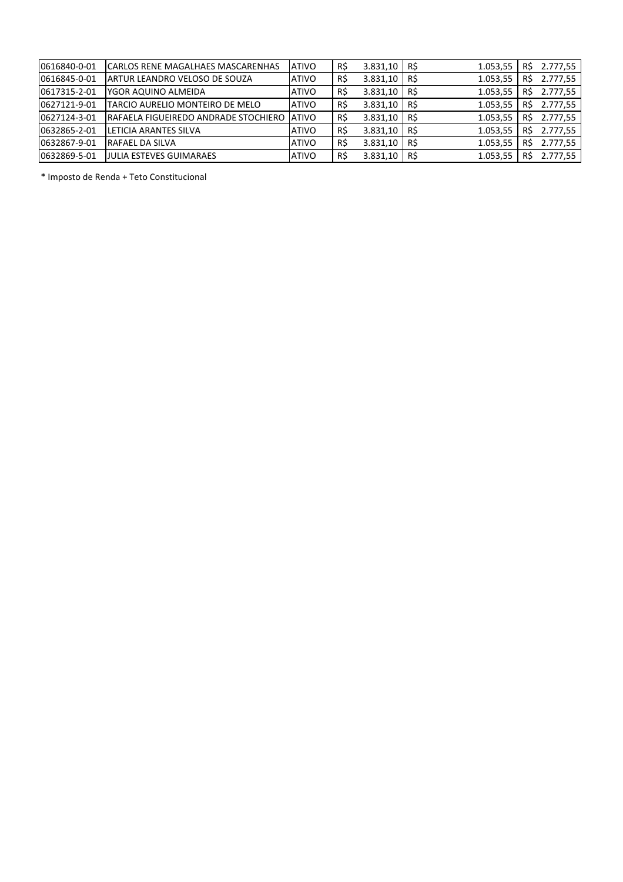| | | | | | |
|---|---|---|---|---|---|
| 0616840-0-01 | CARLOS RENE MAGALHAES MASCARENHAS | ATIVO | R$ 3.831,10 | R$ 1.053,55 | R$ 2.777,55 |
| 0616845-0-01 | ARTUR LEANDRO VELOSO DE SOUZA | ATIVO | R$ 3.831,10 | R$ 1.053,55 | R$ 2.777,55 |
| 0617315-2-01 | YGOR AQUINO ALMEIDA | ATIVO | R$ 3.831,10 | R$ 1.053,55 | R$ 2.777,55 |
| 0627121-9-01 | TARCIO AURELIO MONTEIRO DE MELO | ATIVO | R$ 3.831,10 | R$ 1.053,55 | R$ 2.777,55 |
| 0627124-3-01 | RAFAELA FIGUEIREDO ANDRADE STOCHIERO | ATIVO | R$ 3.831,10 | R$ 1.053,55 | R$ 2.777,55 |
| 0632865-2-01 | LETICIA ARANTES SILVA | ATIVO | R$ 3.831,10 | R$ 1.053,55 | R$ 2.777,55 |
| 0632867-9-01 | RAFAEL DA SILVA | ATIVO | R$ 3.831,10 | R$ 1.053,55 | R$ 2.777,55 |
| 0632869-5-01 | JULIA ESTEVES GUIMARAES | ATIVO | R$ 3.831,10 | R$ 1.053,55 | R$ 2.777,55 |

* Imposto de Renda + Teto Constitucional